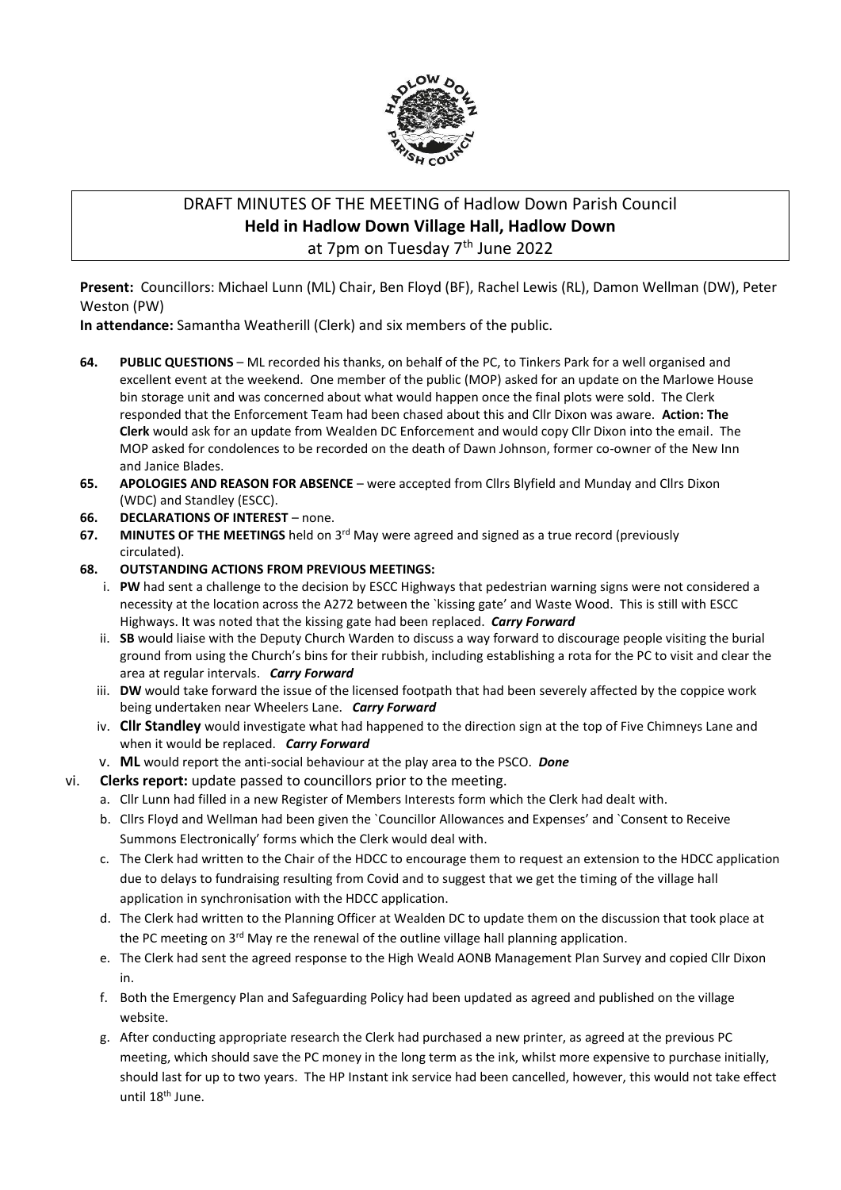# DRAFT MINUTES OF THE MEETING of Hadlow Down Parish Council

## Held in Hadlow Down Village Hall, Hadlow Down

at 7pm on Tuesday 7th June 2022

**Present:** Councillors: Michael Lunn (ML) Chair, Ben Floyd (BF), Rachel Lewis (RL), Damon Wellman (DW), Peter Weston (PW)

**In attendance:** Samantha Weatherill (Clerk) and six members of the public.

**64. PUBLIC QUESTIONS** – ML recorded his thanks, on behalf of the PC, to Tinkers Park for a well organised and excellent event at the weekend. One member of the public (MOP) asked for an update on the Marlowe House bin storage unit and was concerned about what would happen once the final plots were sold. The Clerk responded that the Enforcement Team had been chased about this and Cllr Dixon was aware. **Action: The Clerk** would ask for an update from Wealden DC Enforcement and would copy Cllr Dixon into the email. The MOP asked for condolences to be recorded on the death of Dawn Johnson, former co-owner of the New Inn and Janice Blades.

**65. APOLOGIES AND REASON FOR ABSENCE** – were accepted from Cllrs Blyfield and Munday and Cllrs Dixon (WDC) and Standley (ESCC).

**66. DECLARATIONS OF INTEREST** – none.

**67. MINUTES OF THE MEETINGS** held on 3rd May were agreed and signed as a true record (previously circulated).

**68. OUTSTANDING ACTIONS FROM PREVIOUS MEETINGS:**

i. **PW** had sent a challenge to the decision by ESCC Highways that pedestrian warning signs were not considered a necessity at the location across the A272 between the `kissing gate' and Waste Wood. This is still with ESCC Highways. It was noted that the kissing gate had been replaced. ***Carry Forward***

ii. **SB** would liaise with the Deputy Church Warden to discuss a way forward to discourage people visiting the burial ground from using the Church's bins for their rubbish, including establishing a rota for the PC to visit and clear the area at regular intervals. ***Carry Forward***

iii. **DW** would take forward the issue of the licensed footpath that had been severely affected by the coppice work being undertaken near Wheelers Lane. ***Carry Forward***

iv. **Cllr Standley** would investigate what had happened to the direction sign at the top of Five Chimneys Lane and when it would be replaced. ***Carry Forward***

v. **ML** would report the anti-social behaviour at the play area to the PSCO. ***Done***

vi. **Clerks report:** update passed to councillors prior to the meeting.

a. Cllr Lunn had filled in a new Register of Members Interests form which the Clerk had dealt with.

b. Cllrs Floyd and Wellman had been given the `Councillor Allowances and Expenses' and `Consent to Receive Summons Electronically' forms which the Clerk would deal with.

c. The Clerk had written to the Chair of the HDCC to encourage them to request an extension to the HDCC application due to delays to fundraising resulting from Covid and to suggest that we get the timing of the village hall application in synchronisation with the HDCC application.

d. The Clerk had written to the Planning Officer at Wealden DC to update them on the discussion that took place at the PC meeting on 3rd May re the renewal of the outline village hall planning application.

e. The Clerk had sent the agreed response to the High Weald AONB Management Plan Survey and copied Cllr Dixon in.

f. Both the Emergency Plan and Safeguarding Policy had been updated as agreed and published on the village website.

g. After conducting appropriate research the Clerk had purchased a new printer, as agreed at the previous PC meeting, which should save the PC money in the long term as the ink, whilst more expensive to purchase initially, should last for up to two years. The HP Instant ink service had been cancelled, however, this would not take effect until 18th June.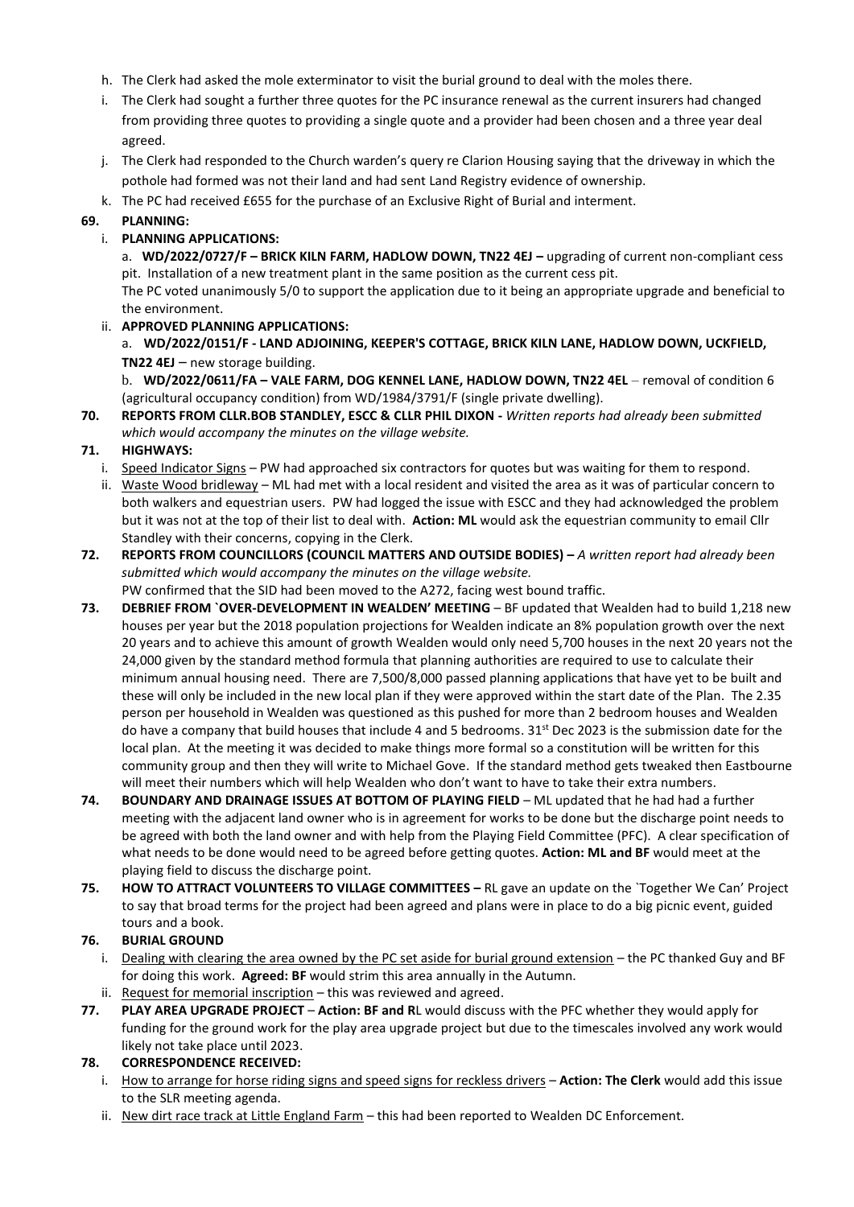h. The Clerk had asked the mole exterminator to visit the burial ground to deal with the moles there.

i. The Clerk had sought a further three quotes for the PC insurance renewal as the current insurers had changed from providing three quotes to providing a single quote and a provider had been chosen and a three year deal agreed.

j. The Clerk had responded to the Church warden's query re Clarion Housing saying that the driveway in which the pothole had formed was not their land and had sent Land Registry evidence of ownership.

k. The PC had received £655 for the purchase of an Exclusive Right of Burial and interment.

**69. PLANNING:**

i. **PLANNING APPLICATIONS:**

a. **WD/2022/0727/F – BRICK KILN FARM, HADLOW DOWN, TN22 4EJ –** upgrading of current non-compliant cess pit. Installation of a new treatment plant in the same position as the current cess pit.
The PC voted unanimously 5/0 to support the application due to it being an appropriate upgrade and beneficial to the environment.

ii. **APPROVED PLANNING APPLICATIONS:**

a. **WD/2022/0151/F - LAND ADJOINING, KEEPER'S COTTAGE, BRICK KILN LANE, HADLOW DOWN, UCKFIELD, TN22 4EJ** – new storage building.

b. **WD/2022/0611/FA – VALE FARM, DOG KENNEL LANE, HADLOW DOWN, TN22 4EL** – removal of condition 6 (agricultural occupancy condition) from WD/1984/3791/F (single private dwelling).

**70. REPORTS FROM CLLR.BOB STANDLEY, ESCC & CLLR PHIL DIXON -** *Written reports had already been submitted which would accompany the minutes on the village website.*

**71. HIGHWAYS:**

i. Speed Indicator Signs – PW had approached six contractors for quotes but was waiting for them to respond.

ii. Waste Wood bridleway – ML had met with a local resident and visited the area as it was of particular concern to both walkers and equestrian users. PW had logged the issue with ESCC and they had acknowledged the problem but it was not at the top of their list to deal with. **Action: ML** would ask the equestrian community to email Cllr Standley with their concerns, copying in the Clerk.

**72. REPORTS FROM COUNCILLORS (COUNCIL MATTERS AND OUTSIDE BODIES) –** *A written report had already been submitted which would accompany the minutes on the village website.*
PW confirmed that the SID had been moved to the A272, facing west bound traffic.

**73. DEBRIEF FROM `OVER-DEVELOPMENT IN WEALDEN' MEETING** – BF updated that Wealden had to build 1,218 new houses per year but the 2018 population projections for Wealden indicate an 8% population growth over the next 20 years and to achieve this amount of growth Wealden would only need 5,700 houses in the next 20 years not the 24,000 given by the standard method formula that planning authorities are required to use to calculate their minimum annual housing need. There are 7,500/8,000 passed planning applications that have yet to be built and these will only be included in the new local plan if they were approved within the start date of the Plan. The 2.35 person per household in Wealden was questioned as this pushed for more than 2 bedroom houses and Wealden do have a company that build houses that include 4 and 5 bedrooms. 31st Dec 2023 is the submission date for the local plan. At the meeting it was decided to make things more formal so a constitution will be written for this community group and then they will write to Michael Gove. If the standard method gets tweaked then Eastbourne will meet their numbers which will help Wealden who don't want to have to take their extra numbers.

**74. BOUNDARY AND DRAINAGE ISSUES AT BOTTOM OF PLAYING FIELD** – ML updated that he had had a further meeting with the adjacent land owner who is in agreement for works to be done but the discharge point needs to be agreed with both the land owner and with help from the Playing Field Committee (PFC). A clear specification of what needs to be done would need to be agreed before getting quotes. **Action: ML and BF** would meet at the playing field to discuss the discharge point.

**75. HOW TO ATTRACT VOLUNTEERS TO VILLAGE COMMITTEES –** RL gave an update on the `Together We Can' Project to say that broad terms for the project had been agreed and plans were in place to do a big picnic event, guided tours and a book.

**76. BURIAL GROUND**

i. Dealing with clearing the area owned by the PC set aside for burial ground extension – the PC thanked Guy and BF for doing this work. **Agreed: BF** would strim this area annually in the Autumn.

ii. Request for memorial inscription – this was reviewed and agreed.

**77. PLAY AREA UPGRADE PROJECT** – **Action: BF and RL** would discuss with the PFC whether they would apply for funding for the ground work for the play area upgrade project but due to the timescales involved any work would likely not take place until 2023.

**78. CORRESPONDENCE RECEIVED:**

i. How to arrange for horse riding signs and speed signs for reckless drivers – **Action: The Clerk** would add this issue to the SLR meeting agenda.

ii. New dirt race track at Little England Farm – this had been reported to Wealden DC Enforcement.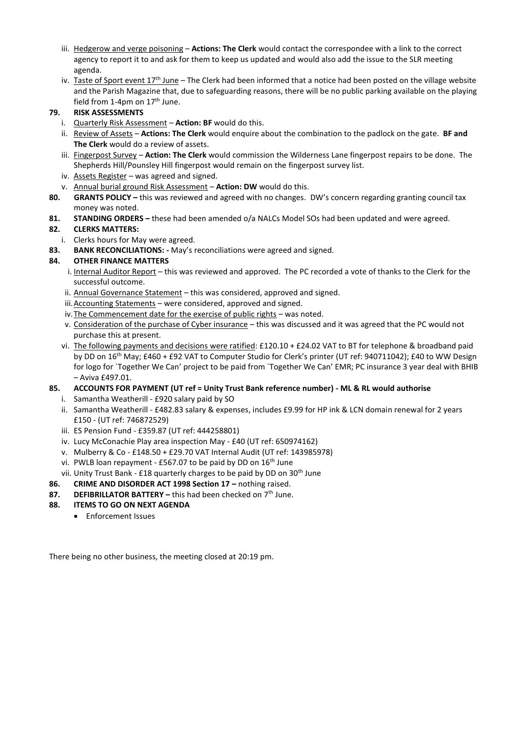iii. Hedgerow and verge poisoning – **Actions: The Clerk** would contact the correspondee with a link to the correct agency to report it to and ask for them to keep us updated and would also add the issue to the SLR meeting agenda.

iv. Taste of Sport event 17th June – The Clerk had been informed that a notice had been posted on the village website and the Parish Magazine that, due to safeguarding reasons, there will be no public parking available on the playing field from 1-4pm on 17th June.

**79. RISK ASSESSMENTS**

i. Quarterly Risk Assessment – **Action: BF** would do this.

ii. Review of Assets – **Actions: The Clerk** would enquire about the combination to the padlock on the gate. **BF and The Clerk** would do a review of assets.

iii. Fingerpost Survey – **Action: The Clerk** would commission the Wilderness Lane fingerpost repairs to be done. The Shepherds Hill/Pounsley Hill fingerpost would remain on the fingerpost survey list.

iv. Assets Register – was agreed and signed.

v. Annual burial ground Risk Assessment – **Action: DW** would do this.

**80. GRANTS POLICY –** this was reviewed and agreed with no changes. DW's concern regarding granting council tax money was noted.

**81. STANDING ORDERS –** these had been amended o/a NALCs Model SOs had been updated and were agreed.

**82. CLERKS MATTERS:**

i. Clerks hours for May were agreed.

**83. BANK RECONCILIATIONS: -** May's reconciliations were agreed and signed.

**84. OTHER FINANCE MATTERS**

i. Internal Auditor Report – this was reviewed and approved. The PC recorded a vote of thanks to the Clerk for the successful outcome.

ii. Annual Governance Statement – this was considered, approved and signed.

iii. Accounting Statements – were considered, approved and signed.

iv. The Commencement date for the exercise of public rights – was noted.

v. Consideration of the purchase of Cyber insurance – this was discussed and it was agreed that the PC would not purchase this at present.

vi. The following payments and decisions were ratified: £120.10 + £24.02 VAT to BT for telephone & broadband paid by DD on 16th May; £460 + £92 VAT to Computer Studio for Clerk's printer (UT ref: 940711042); £40 to WW Design for logo for `Together We Can' project to be paid from `Together We Can' EMR; PC insurance 3 year deal with BHIB – Aviva £497.01.

**85. ACCOUNTS FOR PAYMENT (UT ref = Unity Trust Bank reference number) - ML & RL would authorise**

i. Samantha Weatherill - £920 salary paid by SO

ii. Samantha Weatherill - £482.83 salary & expenses, includes £9.99 for HP ink & LCN domain renewal for 2 years £150 - (UT ref: 746872529)

iii. ES Pension Fund - £359.87 (UT ref: 444258801)

iv. Lucy McConachie Play area inspection May - £40 (UT ref: 650974162)

v. Mulberry & Co - £148.50 + £29.70 VAT Internal Audit (UT ref: 143985978)

vi. PWLB loan repayment - £567.07 to be paid by DD on 16th June

vii. Unity Trust Bank - £18 quarterly charges to be paid by DD on 30th June

**86. CRIME AND DISORDER ACT 1998 Section 17 –** nothing raised.

**87. DEFIBRILLATOR BATTERY –** this had been checked on 7th June.

**88. ITEMS TO GO ON NEXT AGENDA**

- Enforcement Issues

There being no other business, the meeting closed at 20:19 pm.